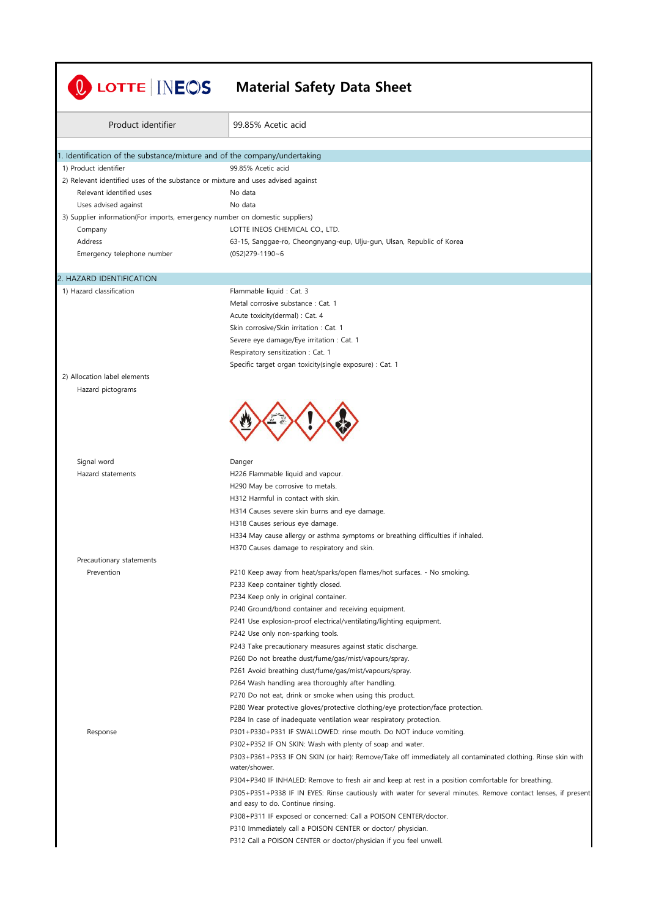# Material Safety Data Sheet

| Product identifier | 99.85% Acetic acid |
|---|---|

## 1. Identification of the substance/mixture and of the company/undertaking

1) Product identifier — 99.85% Acetic acid

2) Relevant identified uses of the substance or mixture and uses advised against

- Relevant identified uses — No data
- Uses advised against — No data

3) Supplier information(For imports, emergency number on domestic suppliers)

- Company — LOTTE INEOS CHEMICAL CO., LTD.
- Address — 63-15, Sanggae-ro, Cheongnyang-eup, Ulju-gun, Ulsan, Republic of Korea
- Emergency telephone number — (052)279-1190~6

## 2. HAZARD IDENTIFICATION

1) Hazard classification

- Flammable liquid : Cat. 3
- Metal corrosive substance : Cat. 1
- Acute toxicity(dermal) : Cat. 4
- Skin corrosive/Skin irritation : Cat. 1
- Severe eye damage/Eye irritation : Cat. 1
- Respiratory sensitization : Cat. 1
- Specific target organ toxicity(single exposure) : Cat. 1

2) Allocation label elements

Hazard pictograms

Signal word — Danger

Hazard statements

- H226 Flammable liquid and vapour.
- H290 May be corrosive to metals.
- H312 Harmful in contact with skin.
- H314 Causes severe skin burns and eye damage.
- H318 Causes serious eye damage.
- H334 May cause allergy or asthma symptoms or breathing difficulties if inhaled.
- H370 Causes damage to respiratory and skin.

Precautionary statements

Prevention

- P210 Keep away from heat/sparks/open flames/hot surfaces. - No smoking.
- P233 Keep container tightly closed.
- P234 Keep only in original container.
- P240 Ground/bond container and receiving equipment.
- P241 Use explosion-proof electrical/ventilating/lighting equipment.
- P242 Use only non-sparking tools.
- P243 Take precautionary measures against static discharge.
- P260 Do not breathe dust/fume/gas/mist/vapours/spray.
- P261 Avoid breathing dust/fume/gas/mist/vapours/spray.
- P264 Wash handling area thoroughly after handling.
- P270 Do not eat, drink or smoke when using this product.
- P280 Wear protective gloves/protective clothing/eye protection/face protection.
- P284 In case of inadequate ventilation wear respiratory protection.

Response

- P301+P330+P331 IF SWALLOWED: rinse mouth. Do NOT induce vomiting.
- P302+P352 IF ON SKIN: Wash with plenty of soap and water.
- P303+P361+P353 IF ON SKIN (or hair): Remove/Take off immediately all contaminated clothing. Rinse skin with water/shower.
- P304+P340 IF INHALED: Remove to fresh air and keep at rest in a position comfortable for breathing.
- P305+P351+P338 IF IN EYES: Rinse cautiously with water for several minutes. Remove contact lenses, if present and easy to do. Continue rinsing.
- P308+P311 IF exposed or concerned: Call a POISON CENTER/doctor.
- P310 Immediately call a POISON CENTER or doctor/ physician.
- P312 Call a POISON CENTER or doctor/physician if you feel unwell.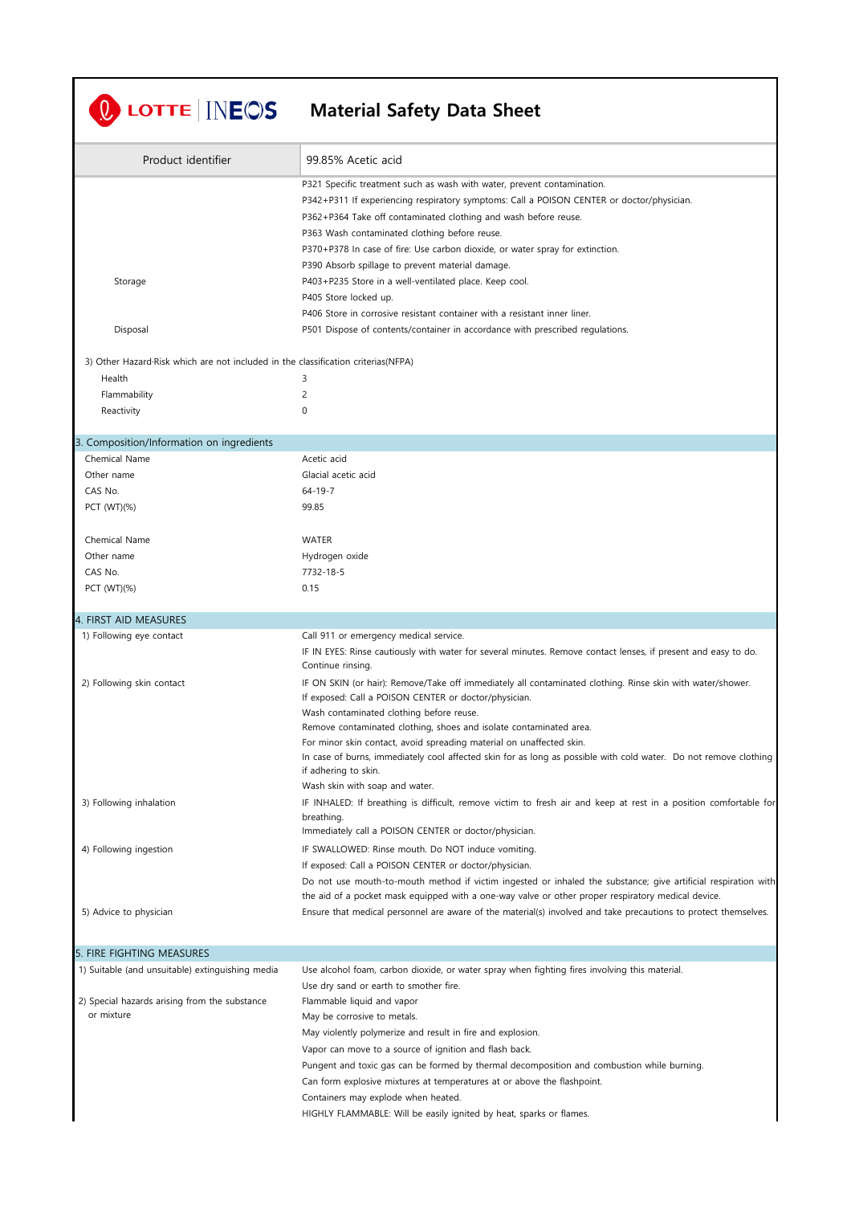# Material Safety Data Sheet

| Product identifier | 99.85% Acetic acid |
|---|---|

| | |
|---|---|
| | P321 Specific treatment such as wash with water, prevent contamination. |
| | P342+P311 If experiencing respiratory symptoms: Call a POISON CENTER or doctor/physician. |
| | P362+P364 Take off contaminated clothing and wash before reuse. |
| | P363 Wash contaminated clothing before reuse. |
| | P370+P378 In case of fire: Use carbon dioxide, or water spray for extinction. |
| | P390 Absorb spillage to prevent material damage. |
| Storage | P403+P235 Store in a well-ventilated place. Keep cool. |
| | P405 Store locked up. |
| | P406 Store in corrosive resistant container with a resistant inner liner. |
| Disposal | P501 Dispose of contents/container in accordance with prescribed regulations. |

3) Other Hazard·Risk which are not included in the classification criterias(NFPA)

| | |
|---|---|
| Health | 3 |
| Flammability | 2 |
| Reactivity | 0 |

## 3. Composition/Information on ingredients

| | |
|---|---|
| Chemical Name | Acetic acid |
| Other name | Glacial acetic acid |
| CAS No. | 64-19-7 |
| PCT (WT)(%) | 99.85 |
| | |
| Chemical Name | WATER |
| Other name | Hydrogen oxide |
| CAS No. | 7732-18-5 |
| PCT (WT)(%) | 0.15 |

## 4. FIRST AID MEASURES

| | |
|---|---|
| 1) Following eye contact | Call 911 or emergency medical service. |
| | IF IN EYES: Rinse cautiously with water for several minutes. Remove contact lenses, if present and easy to do. Continue rinsing. |
| 2) Following skin contact | IF ON SKIN (or hair): Remove/Take off immediately all contaminated clothing. Rinse skin with water/shower. |
| | If exposed: Call a POISON CENTER or doctor/physician. |
| | Wash contaminated clothing before reuse. |
| | Remove contaminated clothing, shoes and isolate contaminated area. |
| | For minor skin contact, avoid spreading material on unaffected skin. |
| | In case of burns, immediately cool affected skin for as long as possible with cold water. Do not remove clothing if adhering to skin. |
| | Wash skin with soap and water. |
| 3) Following inhalation | IF INHALED: If breathing is difficult, remove victim to fresh air and keep at rest in a position comfortable for breathing. |
| | Immediately call a POISON CENTER or doctor/physician. |
| 4) Following ingestion | IF SWALLOWED: Rinse mouth. Do NOT induce vomiting. |
| | If exposed: Call a POISON CENTER or doctor/physician. |
| | Do not use mouth-to-mouth method if victim ingested or inhaled the substance; give artificial respiration with the aid of a pocket mask equipped with a one-way valve or other proper respiratory medical device. |
| 5) Advice to physician | Ensure that medical personnel are aware of the material(s) involved and take precautions to protect themselves. |

## 5. FIRE FIGHTING MEASURES

| | |
|---|---|
| 1) Suitable (and unsuitable) extinguishing media | Use alcohol foam, carbon dioxide, or water spray when fighting fires involving this material. |
| | Use dry sand or earth to smother fire. |
| 2) Special hazards arising from the substance or mixture | Flammable liquid and vapor |
| | May be corrosive to metals. |
| | May violently polymerize and result in fire and explosion. |
| | Vapor can move to a source of ignition and flash back. |
| | Pungent and toxic gas can be formed by thermal decomposition and combustion while burning. |
| | Can form explosive mixtures at temperatures at or above the flashpoint. |
| | Containers may explode when heated. |
| | HIGHLY FLAMMABLE: Will be easily ignited by heat, sparks or flames. |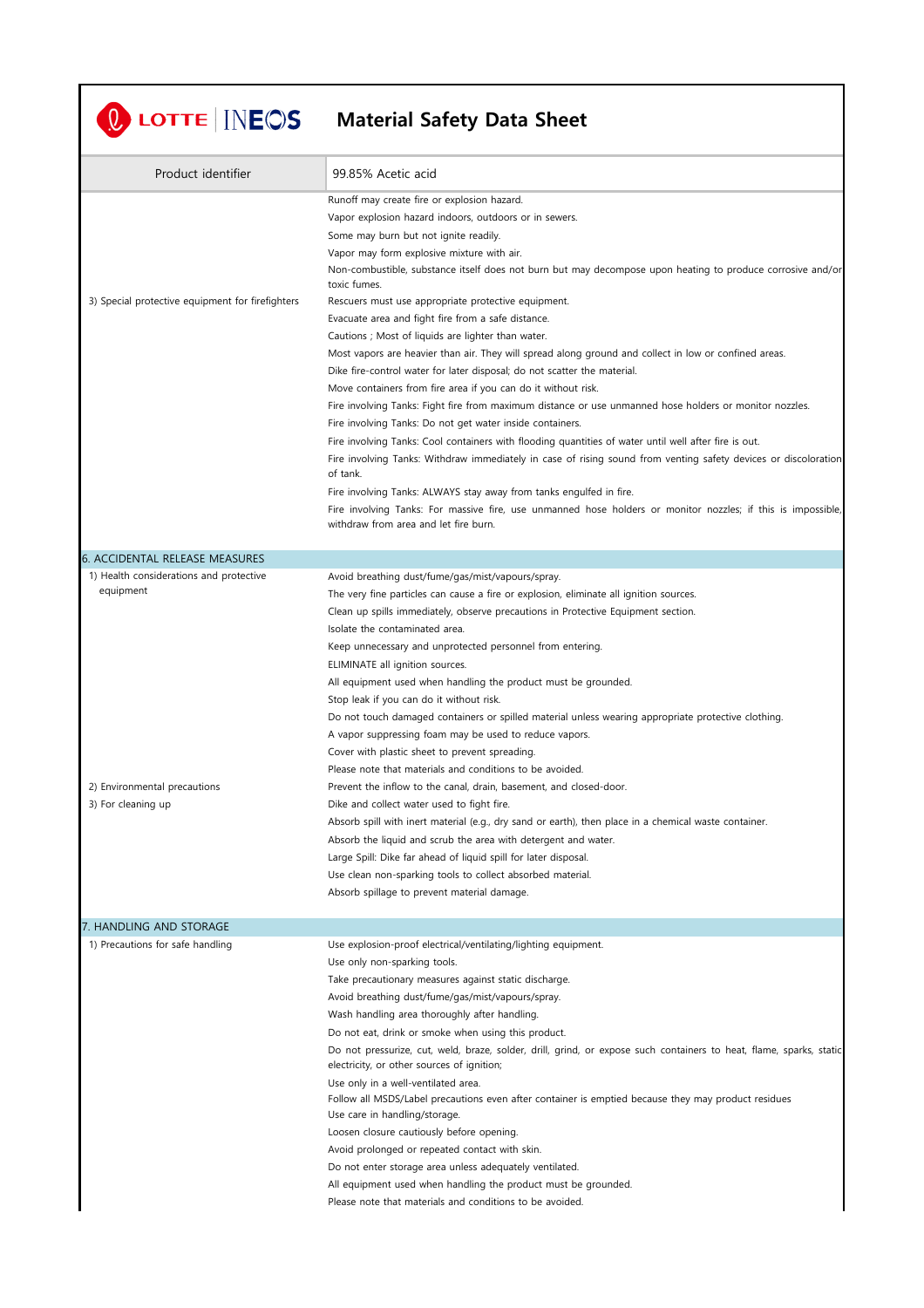# Material Safety Data Sheet

| Product identifier | 99.85% Acetic acid |
|---|---|

| | |
|---|---|
| | Runoff may create fire or explosion hazard.<br>Vapor explosion hazard indoors, outdoors or in sewers.<br>Some may burn but not ignite readily.<br>Vapor may form explosive mixture with air.<br>Non-combustible, substance itself does not burn but may decompose upon heating to produce corrosive and/or toxic fumes. |
| 3) Special protective equipment for firefighters | Rescuers must use appropriate protective equipment.<br>Evacuate area and fight fire from a safe distance.<br>Cautions ; Most of liquids are lighter than water.<br>Most vapors are heavier than air. They will spread along ground and collect in low or confined areas.<br>Dike fire-control water for later disposal; do not scatter the material.<br>Move containers from fire area if you can do it without risk.<br>Fire involving Tanks: Fight fire from maximum distance or use unmanned hose holders or monitor nozzles.<br>Fire involving Tanks: Do not get water inside containers.<br>Fire involving Tanks: Cool containers with flooding quantities of water until well after fire is out.<br>Fire involving Tanks: Withdraw immediately in case of rising sound from venting safety devices or discoloration of tank.<br>Fire involving Tanks: ALWAYS stay away from tanks engulfed in fire.<br>Fire involving Tanks: For massive fire, use unmanned hose holders or monitor nozzles; if this is impossible, withdraw from area and let fire burn. |

## 6. ACCIDENTAL RELEASE MEASURES

| | |
|---|---|
| 1) Health considerations and protective equipment | Avoid breathing dust/fume/gas/mist/vapours/spray.<br>The very fine particles can cause a fire or explosion, eliminate all ignition sources.<br>Clean up spills immediately, observe precautions in Protective Equipment section.<br>Isolate the contaminated area.<br>Keep unnecessary and unprotected personnel from entering.<br>ELIMINATE all ignition sources.<br>All equipment used when handling the product must be grounded.<br>Stop leak if you can do it without risk.<br>Do not touch damaged containers or spilled material unless wearing appropriate protective clothing.<br>A vapor suppressing foam may be used to reduce vapors.<br>Cover with plastic sheet to prevent spreading.<br>Please note that materials and conditions to be avoided. |
| 2) Environmental precautions | Prevent the inflow to the canal, drain, basement, and closed-door. |
| 3) For cleaning up | Dike and collect water used to fight fire.<br>Absorb spill with inert material (e.g., dry sand or earth), then place in a chemical waste container.<br>Absorb the liquid and scrub the area with detergent and water.<br>Large Spill: Dike far ahead of liquid spill for later disposal.<br>Use clean non-sparking tools to collect absorbed material.<br>Absorb spillage to prevent material damage. |

## 7. HANDLING AND STORAGE

| | |
|---|---|
| 1) Precautions for safe handling | Use explosion-proof electrical/ventilating/lighting equipment.<br>Use only non-sparking tools.<br>Take precautionary measures against static discharge.<br>Avoid breathing dust/fume/gas/mist/vapours/spray.<br>Wash handling area thoroughly after handling.<br>Do not eat, drink or smoke when using this product.<br>Do not pressurize, cut, weld, braze, solder, drill, grind, or expose such containers to heat, flame, sparks, static electricity, or other sources of ignition;<br>Use only in a well-ventilated area.<br>Follow all MSDS/Label precautions even after container is emptied because they may product residues<br>Use care in handling/storage.<br>Loosen closure cautiously before opening.<br>Avoid prolonged or repeated contact with skin.<br>Do not enter storage area unless adequately ventilated.<br>All equipment used when handling the product must be grounded.<br>Please note that materials and conditions to be avoided. |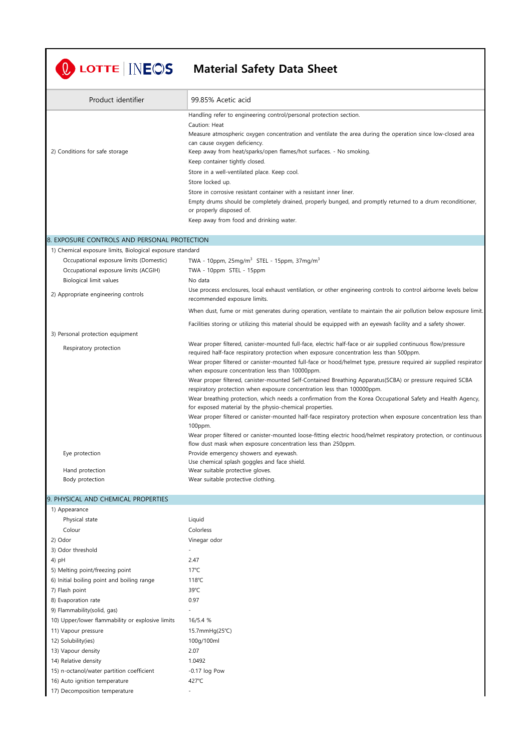# Material Safety Data Sheet

| Product identifier | 99.85% Acetic acid |
|---|---|

| | |
|---|---|
| 2) Conditions for safe storage | Handling refer to engineering control/personal protection section.<br>Caution: Heat<br>Measure atmospheric oxygen concentration and ventilate the area during the operation since low-closed area can cause oxygen deficiency.<br>Keep away from heat/sparks/open flames/hot surfaces. - No smoking.<br>Keep container tightly closed.<br>Store in a well-ventilated place. Keep cool.<br>Store locked up.<br>Store in corrosive resistant container with a resistant inner liner.<br>Empty drums should be completely drained, properly bunged, and promptly returned to a drum reconditioner, or properly disposed of.<br>Keep away from food and drinking water. |

## 8. EXPOSURE CONTROLS AND PERSONAL PROTECTION

1) Chemical exposure limits, Biological exposure standard

| | |
|---|---|
| Occupational exposure limits (Domestic) | TWA - 10ppm, 25mg/$m^3$ STEL - 15ppm, 37mg/$m^3$ |
| Occupational exposure limits (ACGIH) | TWA - 10ppm STEL - 15ppm |
| Biological limit values | No data |
| 2) Appropriate engineering controls | Use process enclosures, local exhaust ventilation, or other engineering controls to control airborne levels below recommended exposure limits. |
| | When dust, fume or mist generates during operation, ventilate to maintain the air pollution below exposure limit. |
| | Facilities storing or utilizing this material should be equipped with an eyewash facility and a safety shower. |
| 3) Personal protection equipment | |
| Respiratory protection | Wear proper filtered, canister-mounted full-face, electric half-face or air supplied continuous flow/pressure required half-face respiratory protection when exposure concentration less than 500ppm.<br>Wear proper filtered or canister-mounted full-face or hood/helmet type, pressure required air supplied respirator when exposure concentration less than 10000ppm.<br>Wear proper filtered, canister-mounted Self-Contained Breathing Apparatus(SCBA) or pressure required SCBA respiratory protection when exposure concentration less than 100000ppm.<br>Wear breathing protection, which needs a confirmation from the Korea Occupational Safety and Health Agency, for exposed material by the physio-chemical properties.<br>Wear proper filtered or canister-mounted half-face respiratory protection when exposure concentration less than 100ppm.<br>Wear proper filtered or canister-mounted loose-fitting electric hood/helmet respiratory protection, or continuous flow dust mask when exposure concentration less than 250ppm. |
| Eye protection | Provide emergency showers and eyewash.<br>Use chemical splash goggles and face shield. |
| Hand protection | Wear suitable protective gloves. |
| Body protection | Wear suitable protective clothing. |

## 9. PHYSICAL AND CHEMICAL PROPERTIES

| | |
|---|---|
| 1) Appearance | |
| Physical state | Liquid |
| Colour | Colorless |
| 2) Odor | Vinegar odor |
| 3) Odor threshold | - |
| 4) pH | 2.47 |
| 5) Melting point/freezing point | 17℃ |
| 6) Initial boiling point and boiling range | 118℃ |
| 7) Flash point | 39℃ |
| 8) Evaporation rate | 0.97 |
| 9) Flammability(solid, gas) | - |
| 10) Upper/lower flammability or explosive limits | 16/5.4 % |
| 11) Vapour pressure | 15.7mmHg(25℃) |
| 12) Solubility(ies) | 100g/100ml |
| 13) Vapour density | 2.07 |
| 14) Relative density | 1.0492 |
| 15) n-octanol/water partition coefficient | -0.17 log Pow |
| 16) Auto ignition temperature | 427℃ |
| 17) Decomposition temperature | - |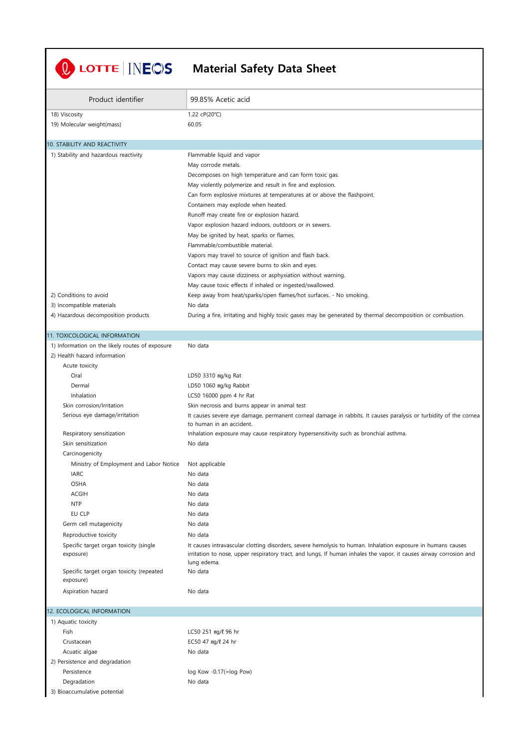# LOTTE | INEOS Material Safety Data Sheet

| Product identifier | 99.85% Acetic acid |
|---|---|

| | |
|---|---|
| 18) Viscosity | 1.22 cP(20℃) |
| 19) Molecular weight(mass) | 60.05 |

## 10. STABILITY AND REACTIVITY

| | |
|---|---|
| 1) Stability and hazardous reactivity | Flammable liquid and vapor<br>May corrode metals.<br>Decomposes on high temperature and can form toxic gas.<br>May violently polymerize and result in fire and explosion.<br>Can form explosive mixtures at temperatures at or above the flashpoint.<br>Containers may explode when heated.<br>Runoff may create fire or explosion hazard.<br>Vapor explosion hazard indoors, outdoors or in sewers.<br>May be ignited by heat, sparks or flames.<br>Flammable/combustible material.<br>Vapors may travel to source of ignition and flash back.<br>Contact may cause severe burns to skin and eyes.<br>Vapors may cause dizziness or asphyxiation without warning.<br>May cause toxic effects if inhaled or ingested/swallowed. |
| 2) Conditions to avoid | Keep away from heat/sparks/open flames/hot surfaces. - No smoking. |
| 3) Incompatible materials | No data |
| 4) Hazardous decomposition products | During a fire, irritating and highly toxic gases may be generated by thermal decomposition or combustion. |

## 11. TOXICOLOGICAL INFORMATION

| | |
|---|---|
| 1) Information on the likely routes of exposure | No data |
| 2) Health hazard information | |
| Acute toxicity | |
| Oral | LD50 3310 ㎎/㎏ Rat |
| Dermal | LD50 1060 ㎎/㎏ Rabbit |
| Inhalation | LC50 16000 ppm 4 hr Rat |
| Skin corrosion/Irritation | Skin necrosis and burns appear in animal test |
| Serious eye damage/irritation | It causes severe eye damage, permanent corneal damage in rabbits. It causes paralysis or turbidity of the cornea to human in an accident. |
| Respiratory sensitization | Inhalation exposure may cause respiratory hypersensitivity such as bronchial asthma. |
| Skin sensitization | No data |
| Carcinogenicity | |
| Ministry of Employment and Labor Notice | Not applicable |
| IARC | No data |
| OSHA | No data |
| ACGIH | No data |
| NTP | No data |
| EU CLP | No data |
| Germ cell mutagenicity | No data |
| Reproductive toxicity | No data |
| Specific target organ toxicity (single exposure) | It causes intravascular clotting disorders, severe hemolysis to human. Inhalation exposure in humans causes irritation to nose, upper respiratory tract, and lungs, If human inhales the vapor, it causes airway corrosion and lung edema. |
| Specific target organ toxicity (repeated exposure) | No data |
| Aspiration hazard | No data |

## 12. ECOLOGICAL INFORMATION

| | |
|---|---|
| 1) Aquatic toxicity | |
| Fish | LC50 251 ㎎/ℓ 96 hr |
| Crustacean | EC50 47 ㎎/ℓ 24 hr |
| Acuatic algae | No data |
| 2) Persistence and degradation | |
| Persistence | log Kow -0.17(=log Pow) |
| Degradation | No data |
| 3) Bioaccumulative potential | |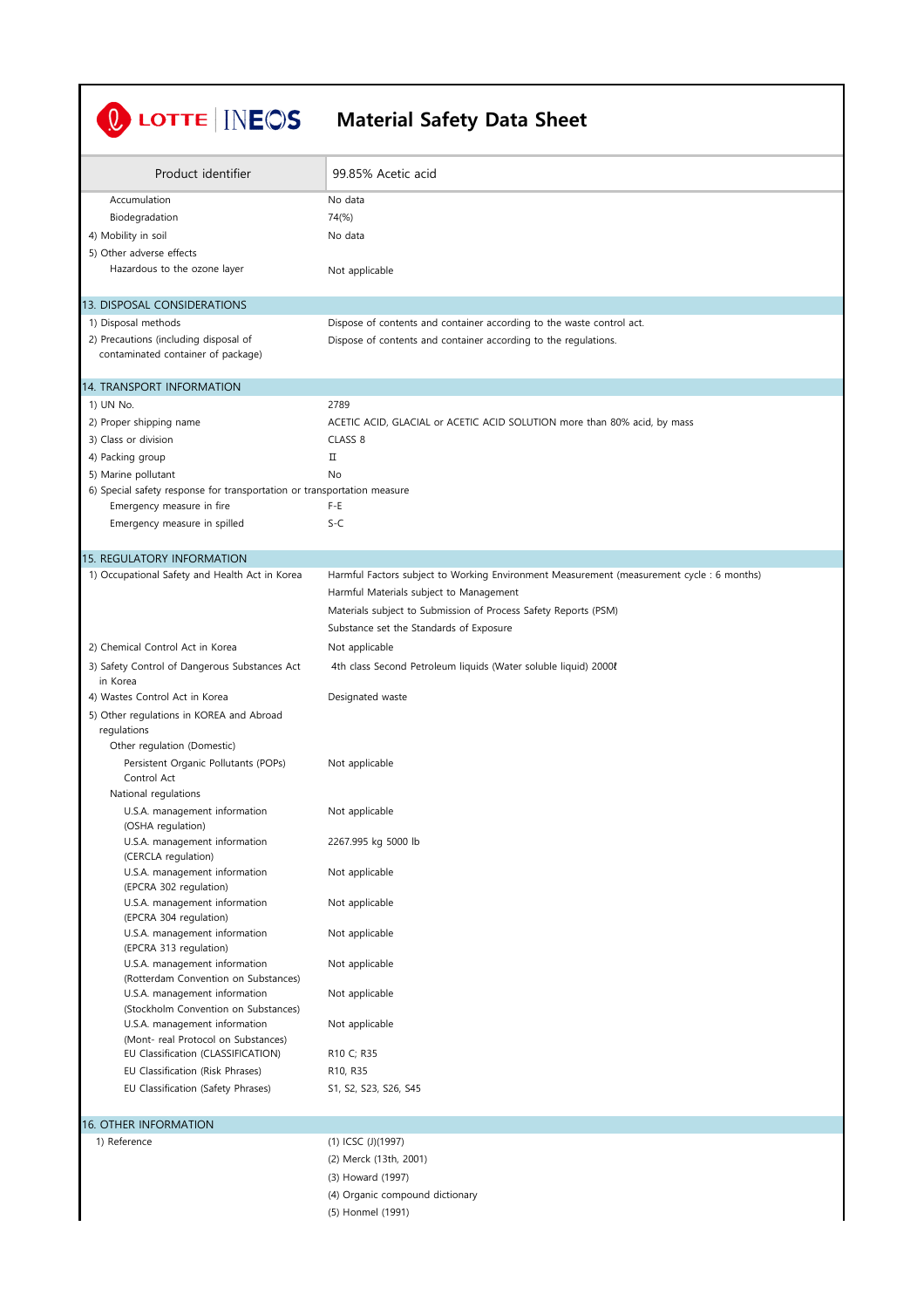**LOTTE | INEOS** **Material Safety Data Sheet**

| Product identifier | 99.85% Acetic acid |
|---|---|
| Accumulation | No data |
| Biodegradation | 74(%) |
| 4) Mobility in soil | No data |
| 5) Other adverse effects | |
| Hazardous to the ozone layer | Not applicable |

## 13. DISPOSAL CONSIDERATIONS

| | |
|---|---|
| 1) Disposal methods | Dispose of contents and container according to the waste control act. |
| 2) Precautions (including disposal of contaminated container of package) | Dispose of contents and container according to the regulations. |

## 14. TRANSPORT INFORMATION

| | |
|---|---|
| 1) UN No. | 2789 |
| 2) Proper shipping name | ACETIC ACID, GLACIAL or ACETIC ACID SOLUTION more than 80% acid, by mass |
| 3) Class or division | CLASS 8 |
| 4) Packing group | Ⅱ |
| 5) Marine pollutant | No |
| 6) Special safety response for transportation or transportation measure | |
| Emergency measure in fire | F-E |
| Emergency measure in spilled | S-C |

## 15. REGULATORY INFORMATION

| | |
|---|---|
| 1) Occupational Safety and Health Act in Korea | Harmful Factors subject to Working Environment Measurement (measurement cycle : 6 months)<br>Harmful Materials subject to Management<br>Materials subject to Submission of Process Safety Reports (PSM)<br>Substance set the Standards of Exposure |
| 2) Chemical Control Act in Korea | Not applicable |
| 3) Safety Control of Dangerous Substances Act in Korea | 4th class Second Petroleum liquids (Water soluble liquid) 2000ℓ |
| 4) Wastes Control Act in Korea | Designated waste |
| 5) Other regulations in KOREA and Abroad regulations | |
| Other regulation (Domestic) | |
| Persistent Organic Pollutants (POPs) Control Act | Not applicable |
| National regulations | |
| U.S.A. management information (OSHA regulation) | Not applicable |
| U.S.A. management information (CERCLA regulation) | 2267.995 kg 5000 lb |
| U.S.A. management information (EPCRA 302 regulation) | Not applicable |
| U.S.A. management information (EPCRA 304 regulation) | Not applicable |
| U.S.A. management information (EPCRA 313 regulation) | Not applicable |
| U.S.A. management information (Rotterdam Convention on Substances) | Not applicable |
| U.S.A. management information (Stockholm Convention on Substances) | Not applicable |
| U.S.A. management information (Mont- real Protocol on Substances) | Not applicable |
| EU Classification (CLASSIFICATION) | R10 C; R35 |
| EU Classification (Risk Phrases) | R10, R35 |
| EU Classification (Safety Phrases) | S1, S2, S23, S26, S45 |

## 16. OTHER INFORMATION

| | |
|---|---|
| 1) Reference | (1) ICSC (J)(1997)<br>(2) Merck (13th, 2001)<br>(3) Howard (1997)<br>(4) Organic compound dictionary<br>(5) Honmel (1991) |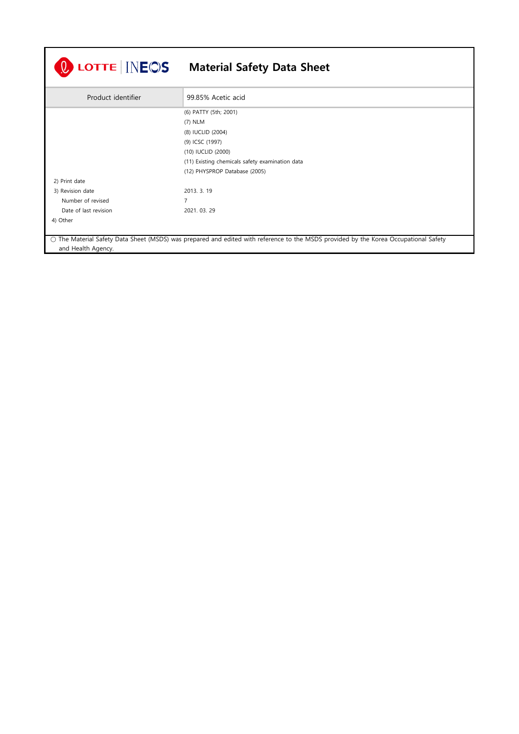# Material Safety Data Sheet

| Product identifier | 99.85% Acetic acid |
| --- | --- |
| | (6) PATTY (5th; 2001) |
| | (7) NLM |
| | (8) IUCLID (2004) |
| | (9) ICSC (1997) |
| | (10) IUCLID (2000) |
| | (11) Existing chemicals safety examination data |
| | (12) PHYSPROP Database (2005) |
| 2) Print date | |
| 3) Revision date | 2013. 3. 19 |
| Number of revised | 7 |
| Date of last revision | 2021. 03. 29 |
| 4) Other | |

○ The Material Safety Data Sheet (MSDS) was prepared and edited with reference to the MSDS provided by the Korea Occupational Safety and Health Agency.